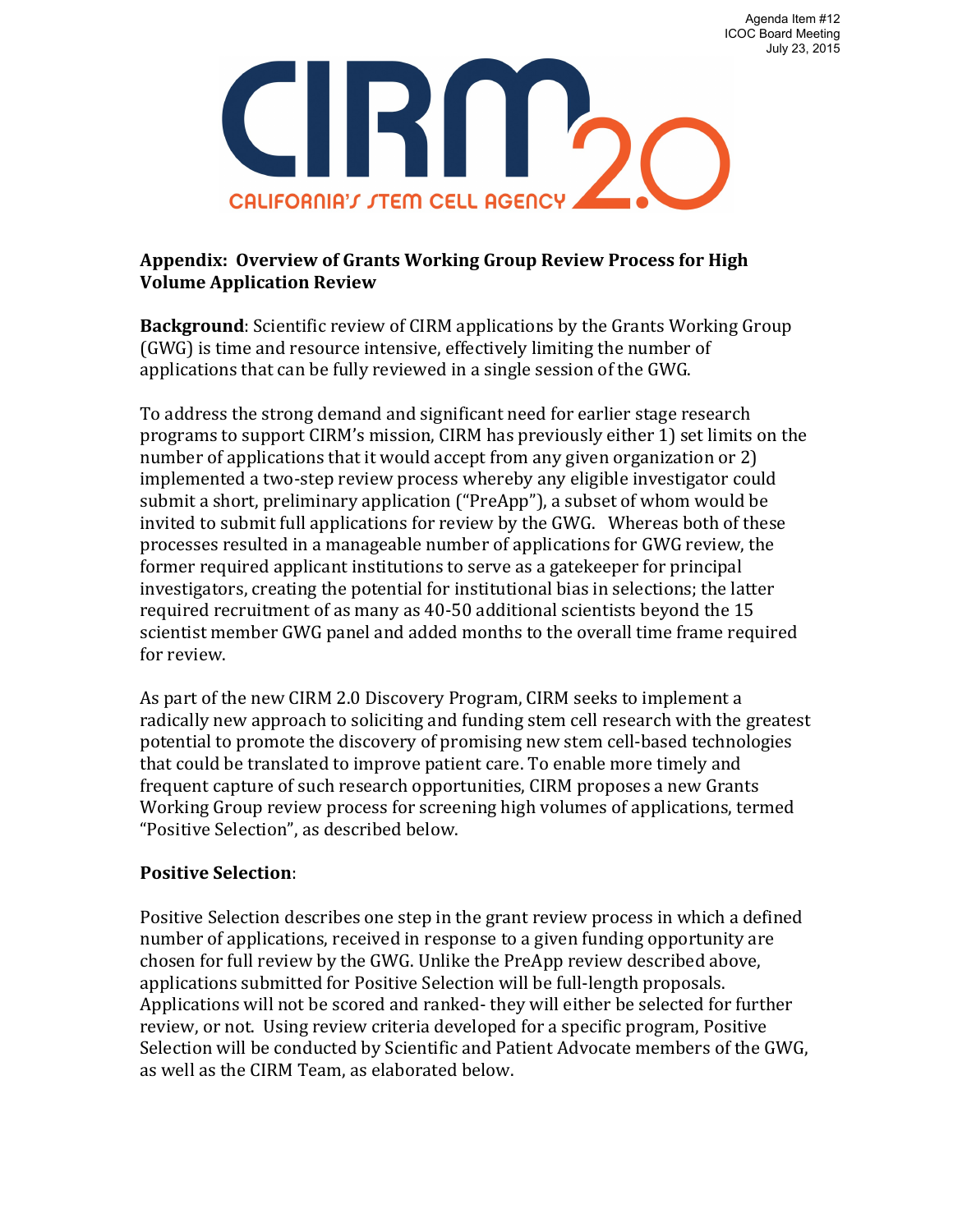Agenda Item #12
ICOC Board Meeting
July 23, 2015

CIRM 2.0
CALIFORNIA'S STEM CELL AGENCY

**Appendix: Overview of Grants Working Group Review Process for High Volume Application Review**

**Background**: Scientific review of CIRM applications by the Grants Working Group (GWG) is time and resource intensive, effectively limiting the number of applications that can be fully reviewed in a single session of the GWG.

To address the strong demand and significant need for earlier stage research programs to support CIRM's mission, CIRM has previously either 1) set limits on the number of applications that it would accept from any given organization or 2) implemented a two-step review process whereby any eligible investigator could submit a short, preliminary application ("PreApp"), a subset of whom would be invited to submit full applications for review by the GWG. Whereas both of these processes resulted in a manageable number of applications for GWG review, the former required applicant institutions to serve as a gatekeeper for principal investigators, creating the potential for institutional bias in selections; the latter required recruitment of as many as 40-50 additional scientists beyond the 15 scientist member GWG panel and added months to the overall time frame required for review.

As part of the new CIRM 2.0 Discovery Program, CIRM seeks to implement a radically new approach to soliciting and funding stem cell research with the greatest potential to promote the discovery of promising new stem cell-based technologies that could be translated to improve patient care. To enable more timely and frequent capture of such research opportunities, CIRM proposes a new Grants Working Group review process for screening high volumes of applications, termed "Positive Selection", as described below.

**Positive Selection**:

Positive Selection describes one step in the grant review process in which a defined number of applications, received in response to a given funding opportunity are chosen for full review by the GWG. Unlike the PreApp review described above, applications submitted for Positive Selection will be full-length proposals. Applications will not be scored and ranked- they will either be selected for further review, or not. Using review criteria developed for a specific program, Positive Selection will be conducted by Scientific and Patient Advocate members of the GWG, as well as the CIRM Team, as elaborated below.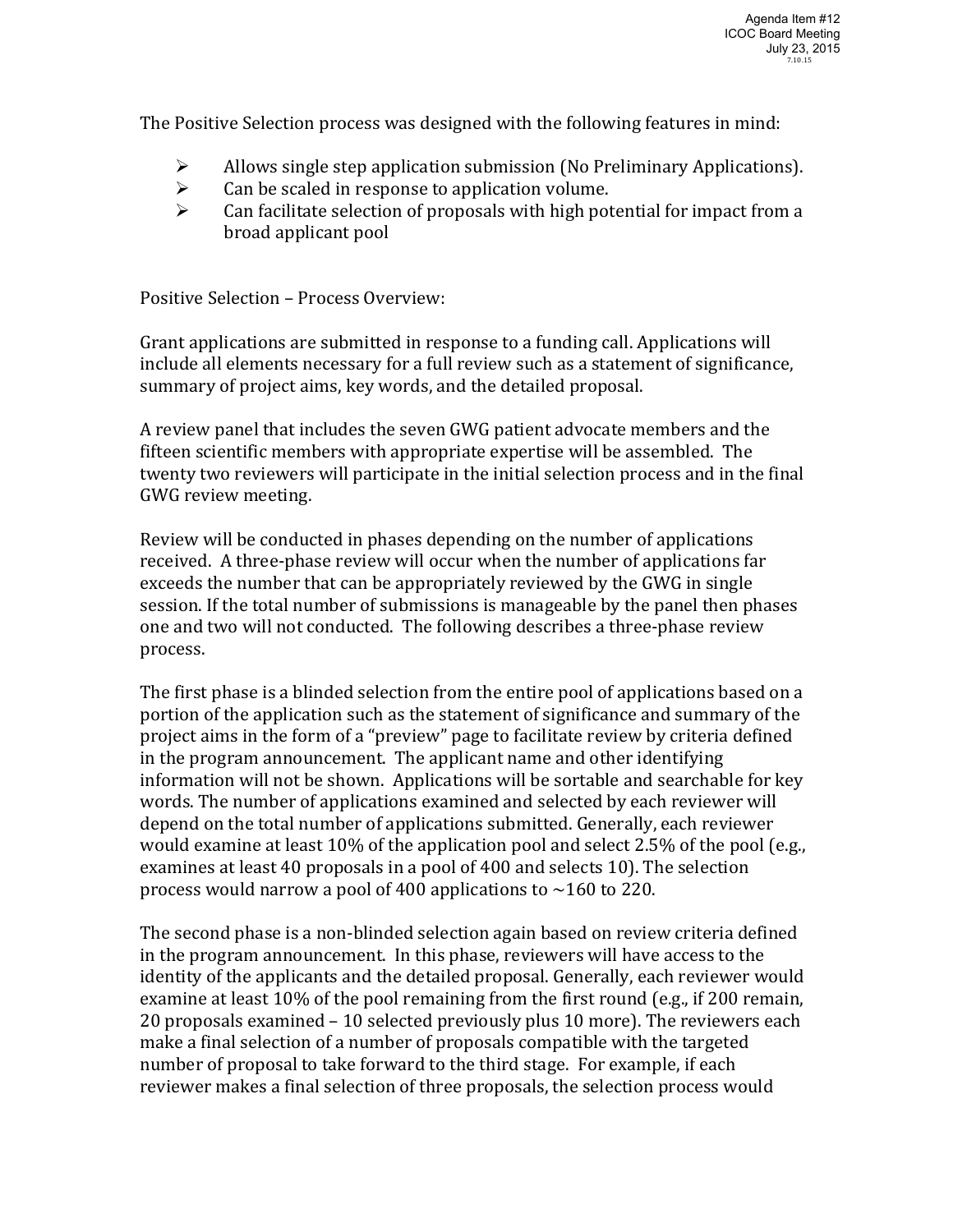The Positive Selection process was designed with the following features in mind:

- Allows single step application submission (No Preliminary Applications).
- Can be scaled in response to application volume.
- Can facilitate selection of proposals with high potential for impact from a broad applicant pool

Positive Selection – Process Overview:

Grant applications are submitted in response to a funding call. Applications will include all elements necessary for a full review such as a statement of significance, summary of project aims, key words, and the detailed proposal.

A review panel that includes the seven GWG patient advocate members and the fifteen scientific members with appropriate expertise will be assembled. The twenty two reviewers will participate in the initial selection process and in the final GWG review meeting.

Review will be conducted in phases depending on the number of applications received. A three-phase review will occur when the number of applications far exceeds the number that can be appropriately reviewed by the GWG in single session. If the total number of submissions is manageable by the panel then phases one and two will not conducted. The following describes a three-phase review process.

The first phase is a blinded selection from the entire pool of applications based on a portion of the application such as the statement of significance and summary of the project aims in the form of a "preview" page to facilitate review by criteria defined in the program announcement. The applicant name and other identifying information will not be shown. Applications will be sortable and searchable for key words. The number of applications examined and selected by each reviewer will depend on the total number of applications submitted. Generally, each reviewer would examine at least 10% of the application pool and select 2.5% of the pool (e.g., examines at least 40 proposals in a pool of 400 and selects 10). The selection process would narrow a pool of 400 applications to ~160 to 220.

The second phase is a non-blinded selection again based on review criteria defined in the program announcement. In this phase, reviewers will have access to the identity of the applicants and the detailed proposal. Generally, each reviewer would examine at least 10% of the pool remaining from the first round (e.g., if 200 remain, 20 proposals examined – 10 selected previously plus 10 more). The reviewers each make a final selection of a number of proposals compatible with the targeted number of proposal to take forward to the third stage. For example, if each reviewer makes a final selection of three proposals, the selection process would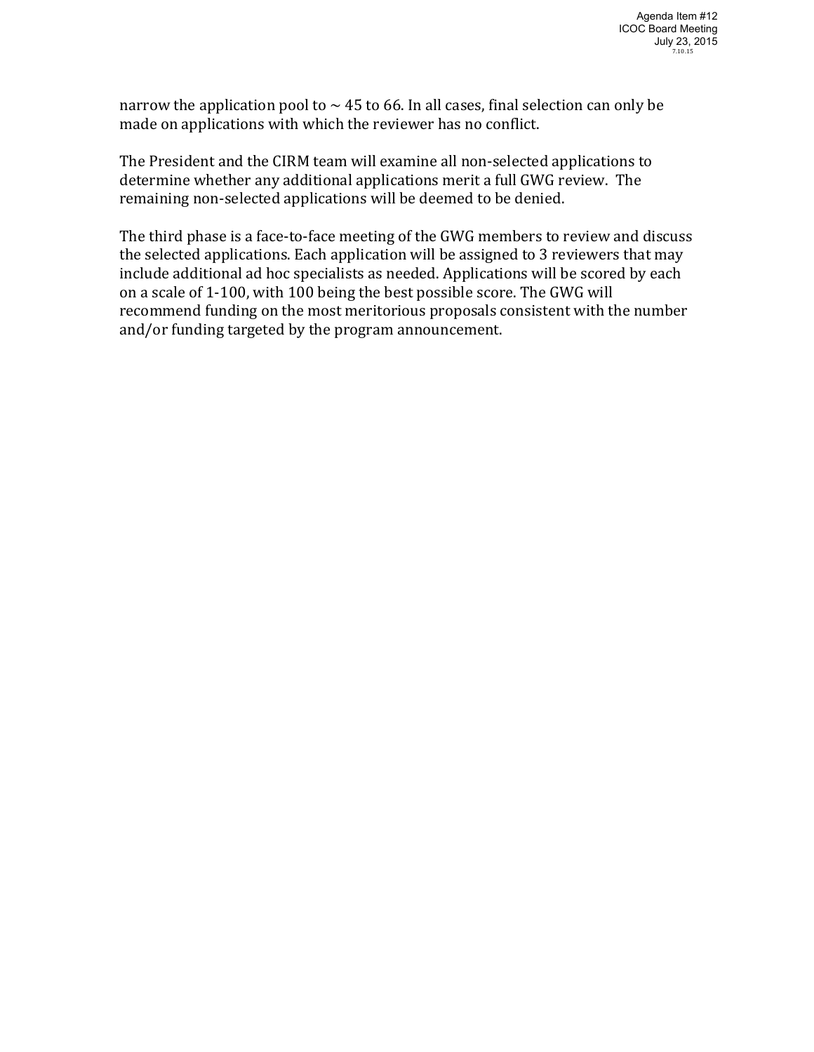narrow the application pool to ~ 45 to 66. In all cases, final selection can only be made on applications with which the reviewer has no conflict.

The President and the CIRM team will examine all non-selected applications to determine whether any additional applications merit a full GWG review. The remaining non-selected applications will be deemed to be denied.

The third phase is a face-to-face meeting of the GWG members to review and discuss the selected applications. Each application will be assigned to 3 reviewers that may include additional ad hoc specialists as needed. Applications will be scored by each on a scale of 1-100, with 100 being the best possible score. The GWG will recommend funding on the most meritorious proposals consistent with the number and/or funding targeted by the program announcement.